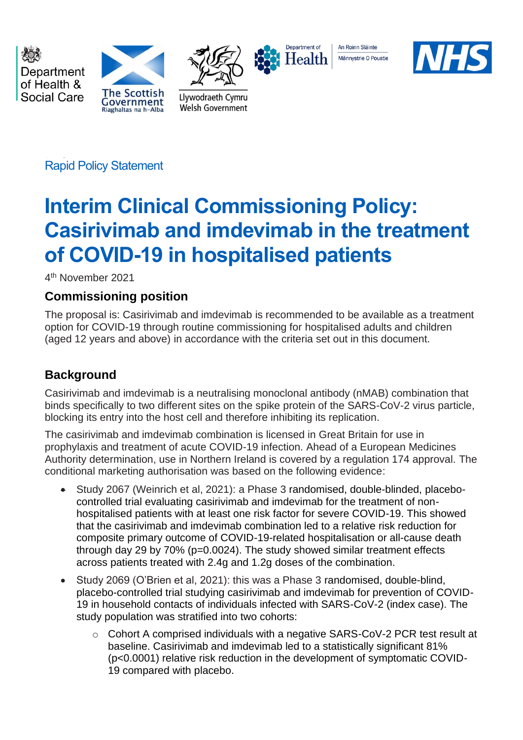Department of Health & Social Care

The Scottish Government
Riaghaltas na h-Alba

Llywodraeth Cymru
Welsh Government

Department of Health
An Roinn Sláinte
Männystrie O Poustie

NHS

Rapid Policy Statement

# Interim Clinical Commissioning Policy: Casirivimab and imdevimab in the treatment of COVID-19 in hospitalised patients

4th November 2021

## Commissioning position

The proposal is: Casirivimab and imdevimab is recommended to be available as a treatment option for COVID-19 through routine commissioning for hospitalised adults and children (aged 12 years and above) in accordance with the criteria set out in this document.

## Background

Casirivimab and imdevimab is a neutralising monoclonal antibody (nMAB) combination that binds specifically to two different sites on the spike protein of the SARS-CoV-2 virus particle, blocking its entry into the host cell and therefore inhibiting its replication.

The casirivimab and imdevimab combination is licensed in Great Britain for use in prophylaxis and treatment of acute COVID-19 infection. Ahead of a European Medicines Authority determination, use in Northern Ireland is covered by a regulation 174 approval. The conditional marketing authorisation was based on the following evidence:

- Study 2067 (Weinrich et al, 2021): a Phase 3 randomised, double-blinded, placebo-controlled trial evaluating casirivimab and imdevimab for the treatment of non-hospitalised patients with at least one risk factor for severe COVID-19. This showed that the casirivimab and imdevimab combination led to a relative risk reduction for composite primary outcome of COVID-19-related hospitalisation or all-cause death through day 29 by 70% ($p=0.0024$). The study showed similar treatment effects across patients treated with 2.4g and 1.2g doses of the combination.
- Study 2069 (O'Brien et al, 2021): this was a Phase 3 randomised, double-blind, placebo-controlled trial studying casirivimab and imdevimab for prevention of COVID-19 in household contacts of individuals infected with SARS-CoV-2 (index case). The study population was stratified into two cohorts:
  - Cohort A comprised individuals with a negative SARS-CoV-2 PCR test result at baseline. Casirivimab and imdevimab led to a statistically significant 81% ($p<0.0001$) relative risk reduction in the development of symptomatic COVID-19 compared with placebo.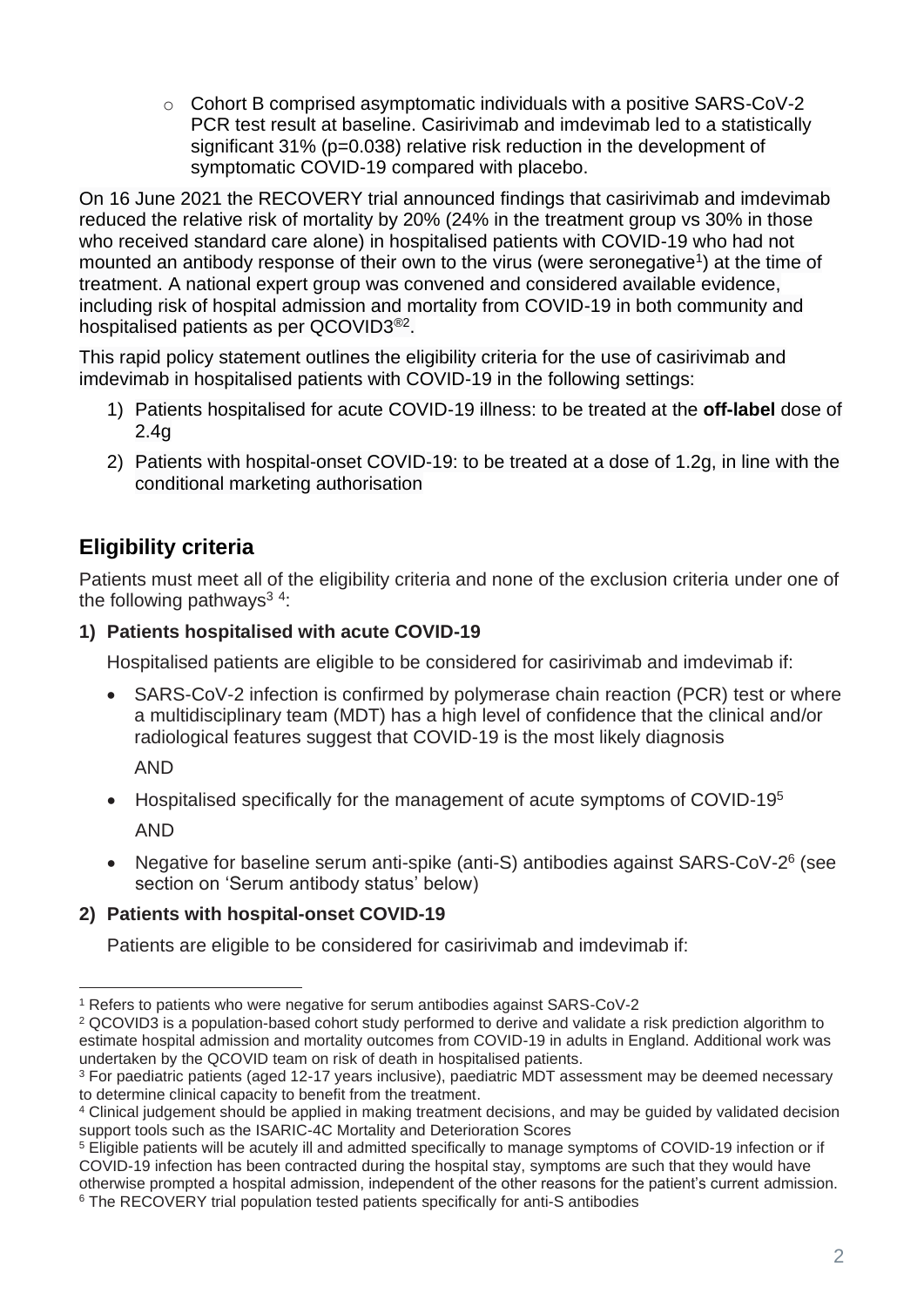- Cohort B comprised asymptomatic individuals with a positive SARS-CoV-2 PCR test result at baseline. Casirivimab and imdevimab led to a statistically significant 31% ($p=0.038$) relative risk reduction in the development of symptomatic COVID-19 compared with placebo.

On 16 June 2021 the RECOVERY trial announced findings that casirivimab and imdevimab reduced the relative risk of mortality by 20% (24% in the treatment group vs 30% in those who received standard care alone) in hospitalised patients with COVID-19 who had not mounted an antibody response of their own to the virus (were seronegative[1]) at the time of treatment. A national expert group was convened and considered available evidence, including risk of hospital admission and mortality from COVID-19 in both community and hospitalised patients as per QCOVID3®[2].

This rapid policy statement outlines the eligibility criteria for the use of casirivimab and imdevimab in hospitalised patients with COVID-19 in the following settings:

1) Patients hospitalised for acute COVID-19 illness: to be treated at the **off-label** dose of 2.4g
2) Patients with hospital-onset COVID-19: to be treated at a dose of 1.2g, in line with the conditional marketing authorisation

## Eligibility criteria

Patients must meet all of the eligibility criteria and none of the exclusion criteria under one of the following pathways[3] [4]:

**1) Patients hospitalised with acute COVID-19**

Hospitalised patients are eligible to be considered for casirivimab and imdevimab if:

- SARS-CoV-2 infection is confirmed by polymerase chain reaction (PCR) test or where a multidisciplinary team (MDT) has a high level of confidence that the clinical and/or radiological features suggest that COVID-19 is the most likely diagnosis

  AND

- Hospitalised specifically for the management of acute symptoms of COVID-19[5]

  AND

- Negative for baseline serum anti-spike (anti-S) antibodies against SARS-CoV-2[6] (see section on 'Serum antibody status' below)

**2) Patients with hospital-onset COVID-19**

Patients are eligible to be considered for casirivimab and imdevimab if:

---

[1] Refers to patients who were negative for serum antibodies against SARS-CoV-2

[2] QCOVID3 is a population-based cohort study performed to derive and validate a risk prediction algorithm to estimate hospital admission and mortality outcomes from COVID-19 in adults in England. Additional work was undertaken by the QCOVID team on risk of death in hospitalised patients.

[3] For paediatric patients (aged 12-17 years inclusive), paediatric MDT assessment may be deemed necessary to determine clinical capacity to benefit from the treatment.

[4] Clinical judgement should be applied in making treatment decisions, and may be guided by validated decision support tools such as the ISARIC-4C Mortality and Deterioration Scores

[5] Eligible patients will be acutely ill and admitted specifically to manage symptoms of COVID-19 infection or if COVID-19 infection has been contracted during the hospital stay, symptoms are such that they would have otherwise prompted a hospital admission, independent of the other reasons for the patient's current admission.

[6] The RECOVERY trial population tested patients specifically for anti-S antibodies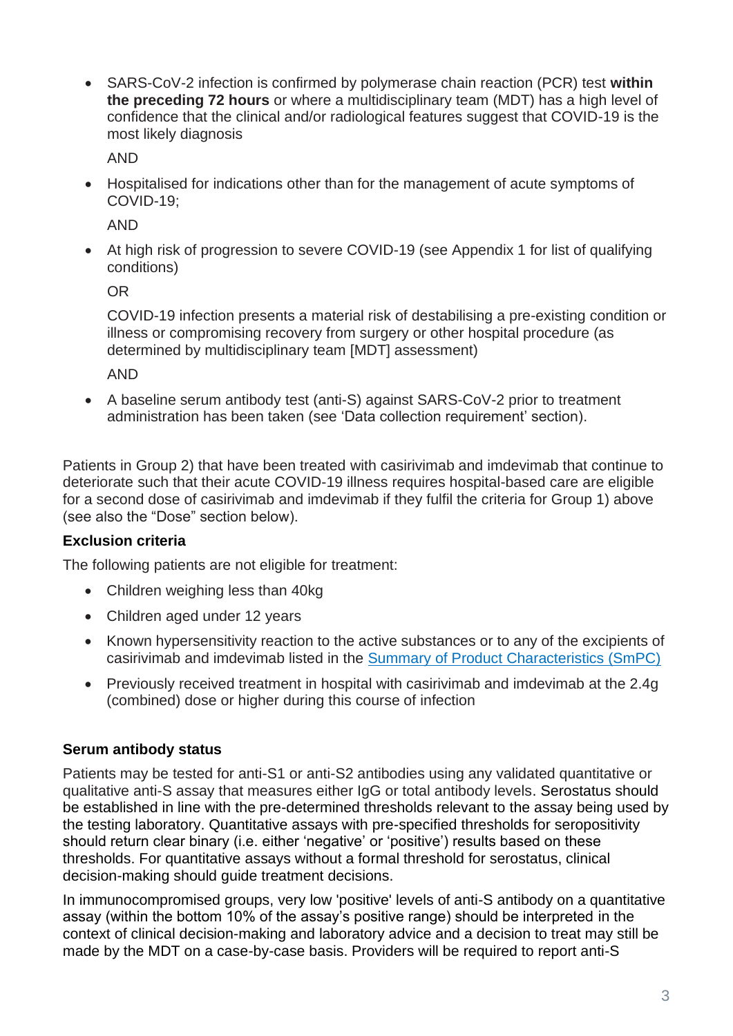- SARS-CoV-2 infection is confirmed by polymerase chain reaction (PCR) test **within the preceding 72 hours** or where a multidisciplinary team (MDT) has a high level of confidence that the clinical and/or radiological features suggest that COVID-19 is the most likely diagnosis

  AND

- Hospitalised for indications other than for the management of acute symptoms of COVID-19;

  AND

- At high risk of progression to severe COVID-19 (see Appendix 1 for list of qualifying conditions)

  OR

  COVID-19 infection presents a material risk of destabilising a pre-existing condition or illness or compromising recovery from surgery or other hospital procedure (as determined by multidisciplinary team [MDT] assessment)

  AND

- A baseline serum antibody test (anti-S) against SARS-CoV-2 prior to treatment administration has been taken (see 'Data collection requirement' section).

Patients in Group 2) that have been treated with casirivimab and imdevimab that continue to deteriorate such that their acute COVID-19 illness requires hospital-based care are eligible for a second dose of casirivimab and imdevimab if they fulfil the criteria for Group 1) above (see also the "Dose" section below).

### Exclusion criteria

The following patients are not eligible for treatment:

- Children weighing less than 40kg
- Children aged under 12 years
- Known hypersensitivity reaction to the active substances or to any of the excipients of casirivimab and imdevimab listed in the [Summary of Product Characteristics (SmPC)]
- Previously received treatment in hospital with casirivimab and imdevimab at the 2.4g (combined) dose or higher during this course of infection

### Serum antibody status

Patients may be tested for anti-S1 or anti-S2 antibodies using any validated quantitative or qualitative anti-S assay that measures either IgG or total antibody levels. Serostatus should be established in line with the pre-determined thresholds relevant to the assay being used by the testing laboratory. Quantitative assays with pre-specified thresholds for seropositivity should return clear binary (i.e. either 'negative' or 'positive') results based on these thresholds. For quantitative assays without a formal threshold for serostatus, clinical decision-making should guide treatment decisions.

In immunocompromised groups, very low 'positive' levels of anti-S antibody on a quantitative assay (within the bottom 10% of the assay's positive range) should be interpreted in the context of clinical decision-making and laboratory advice and a decision to treat may still be made by the MDT on a case-by-case basis. Providers will be required to report anti-S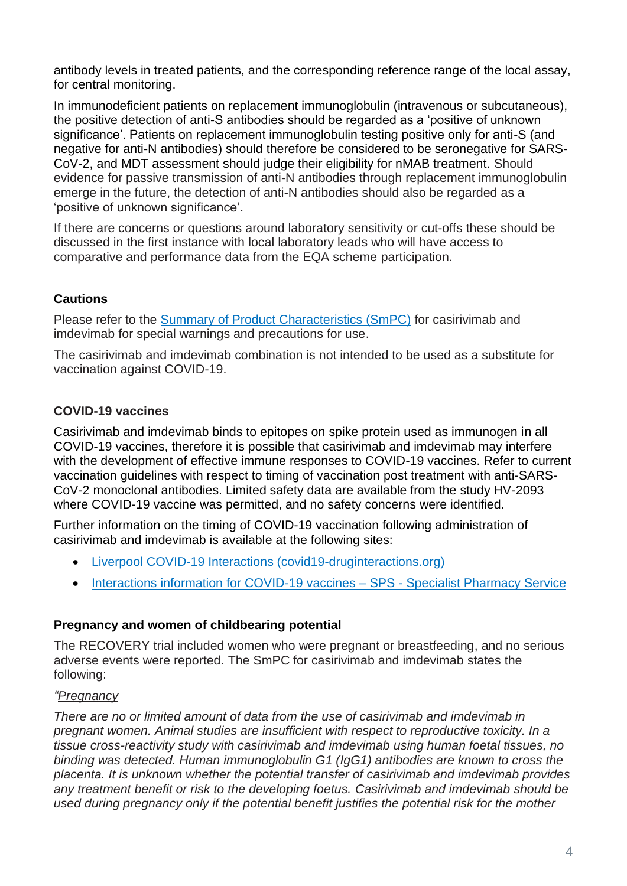antibody levels in treated patients, and the corresponding reference range of the local assay, for central monitoring.

In immunodeficient patients on replacement immunoglobulin (intravenous or subcutaneous), the positive detection of anti-S antibodies should be regarded as a 'positive of unknown significance'. Patients on replacement immunoglobulin testing positive only for anti-S (and negative for anti-N antibodies) should therefore be considered to be seronegative for SARS-CoV-2, and MDT assessment should judge their eligibility for nMAB treatment. Should evidence for passive transmission of anti-N antibodies through replacement immunoglobulin emerge in the future, the detection of anti-N antibodies should also be regarded as a 'positive of unknown significance'.

If there are concerns or questions around laboratory sensitivity or cut-offs these should be discussed in the first instance with local laboratory leads who will have access to comparative and performance data from the EQA scheme participation.

### Cautions

Please refer to the [Summary of Product Characteristics (SmPC)]() for casirivimab and imdevimab for special warnings and precautions for use.

The casirivimab and imdevimab combination is not intended to be used as a substitute for vaccination against COVID-19.

### COVID-19 vaccines

Casirivimab and imdevimab binds to epitopes on spike protein used as immunogen in all COVID-19 vaccines, therefore it is possible that casirivimab and imdevimab may interfere with the development of effective immune responses to COVID-19 vaccines. Refer to current vaccination guidelines with respect to timing of vaccination post treatment with anti-SARS-CoV-2 monoclonal antibodies. Limited safety data are available from the study HV-2093 where COVID-19 vaccine was permitted, and no safety concerns were identified.

Further information on the timing of COVID-19 vaccination following administration of casirivimab and imdevimab is available at the following sites:

- [Liverpool COVID-19 Interactions (covid19-druginteractions.org)]()
- [Interactions information for COVID-19 vaccines – SPS - Specialist Pharmacy Service]()

### Pregnancy and women of childbearing potential

The RECOVERY trial included women who were pregnant or breastfeeding, and no serious adverse events were reported. The SmPC for casirivimab and imdevimab states the following:

*"<u>Pregnancy</u>*

*There are no or limited amount of data from the use of casirivimab and imdevimab in pregnant women. Animal studies are insufficient with respect to reproductive toxicity. In a tissue cross-reactivity study with casirivimab and imdevimab using human foetal tissues, no binding was detected. Human immunoglobulin G1 (IgG1) antibodies are known to cross the placenta. It is unknown whether the potential transfer of casirivimab and imdevimab provides any treatment benefit or risk to the developing foetus. Casirivimab and imdevimab should be used during pregnancy only if the potential benefit justifies the potential risk for the mother*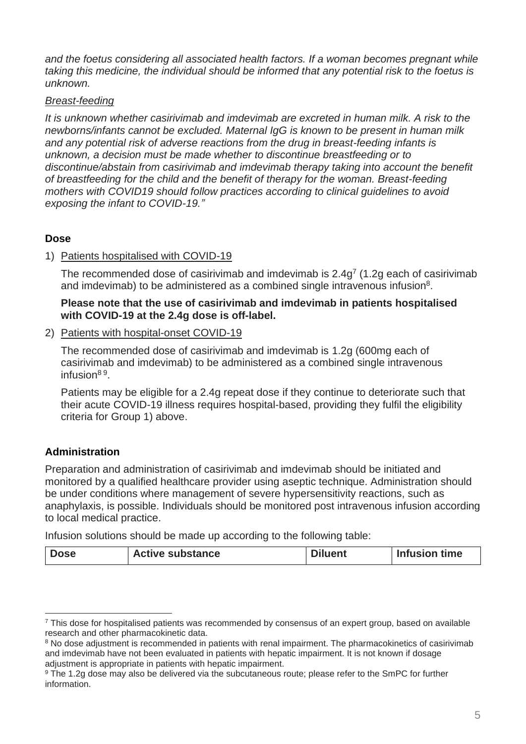*and the foetus considering all associated health factors. If a woman becomes pregnant while taking this medicine, the individual should be informed that any potential risk to the foetus is unknown.*

*Breast-feeding*

*It is unknown whether casirivimab and imdevimab are excreted in human milk. A risk to the newborns/infants cannot be excluded. Maternal IgG is known to be present in human milk and any potential risk of adverse reactions from the drug in breast-feeding infants is unknown, a decision must be made whether to discontinue breastfeeding or to discontinue/abstain from casirivimab and imdevimab therapy taking into account the benefit of breastfeeding for the child and the benefit of therapy for the woman. Breast-feeding mothers with COVID19 should follow practices according to clinical guidelines to avoid exposing the infant to COVID-19."*

### Dose

1) Patients hospitalised with COVID-19

   The recommended dose of casirivimab and imdevimab is 2.4g[7] (1.2g each of casirivimab and imdevimab) to be administered as a combined single intravenous infusion[8].

   **Please note that the use of casirivimab and imdevimab in patients hospitalised with COVID-19 at the 2.4g dose is off-label.**

2) Patients with hospital-onset COVID-19

   The recommended dose of casirivimab and imdevimab is 1.2g (600mg each of casirivimab and imdevimab) to be administered as a combined single intravenous infusion[8 9].

   Patients may be eligible for a 2.4g repeat dose if they continue to deteriorate such that their acute COVID-19 illness requires hospital-based, providing they fulfil the eligibility criteria for Group 1) above.

### Administration

Preparation and administration of casirivimab and imdevimab should be initiated and monitored by a qualified healthcare provider using aseptic technique. Administration should be under conditions where management of severe hypersensitivity reactions, such as anaphylaxis, is possible. Individuals should be monitored post intravenous infusion according to local medical practice.

Infusion solutions should be made up according to the following table:

| Dose | Active substance | Diluent | Infusion time |
|---|---|---|---|

[7] This dose for hospitalised patients was recommended by consensus of an expert group, based on available research and other pharmacokinetic data.

[8] No dose adjustment is recommended in patients with renal impairment. The pharmacokinetics of casirivimab and imdevimab have not been evaluated in patients with hepatic impairment. It is not known if dosage adjustment is appropriate in patients with hepatic impairment.

[9] The 1.2g dose may also be delivered via the subcutaneous route; please refer to the SmPC for further information.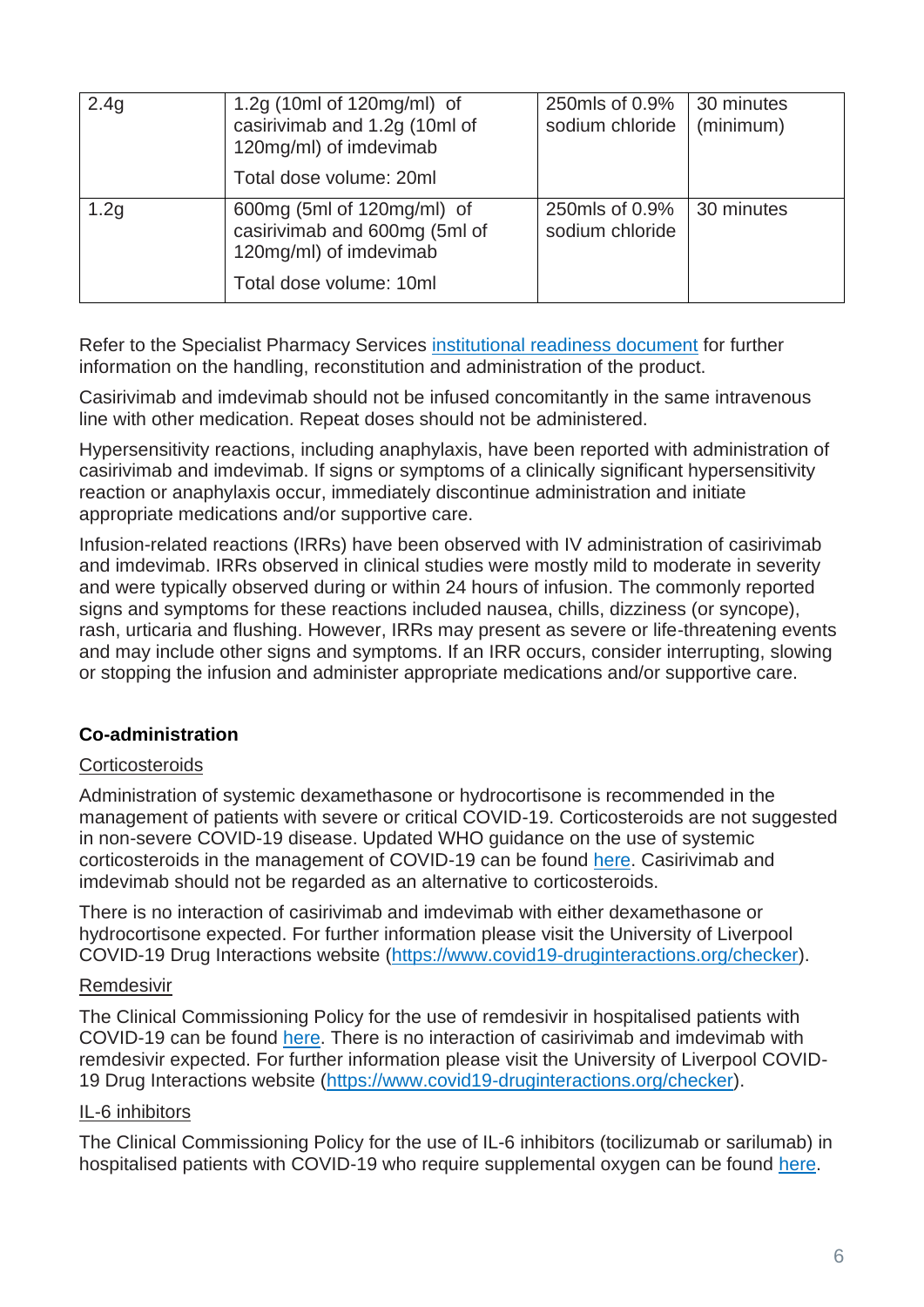| 2.4g | 1.2g (10ml of 120mg/ml) of casirivimab and 1.2g (10ml of 120mg/ml) of imdevimab<br><br>Total dose volume: 20ml | 250mls of 0.9% sodium chloride | 30 minutes (minimum) |
|---|---|---|---|
| 1.2g | 600mg (5ml of 120mg/ml) of casirivimab and 600mg (5ml of 120mg/ml) of imdevimab<br><br>Total dose volume: 10ml | 250mls of 0.9% sodium chloride | 30 minutes |

Refer to the Specialist Pharmacy Services institutional readiness document for further information on the handling, reconstitution and administration of the product.

Casirivimab and imdevimab should not be infused concomitantly in the same intravenous line with other medication. Repeat doses should not be administered.

Hypersensitivity reactions, including anaphylaxis, have been reported with administration of casirivimab and imdevimab. If signs or symptoms of a clinically significant hypersensitivity reaction or anaphylaxis occur, immediately discontinue administration and initiate appropriate medications and/or supportive care.

Infusion-related reactions (IRRs) have been observed with IV administration of casirivimab and imdevimab. IRRs observed in clinical studies were mostly mild to moderate in severity and were typically observed during or within 24 hours of infusion. The commonly reported signs and symptoms for these reactions included nausea, chills, dizziness (or syncope), rash, urticaria and flushing. However, IRRs may present as severe or life-threatening events and may include other signs and symptoms. If an IRR occurs, consider interrupting, slowing or stopping the infusion and administer appropriate medications and/or supportive care.

**Co-administration**

Corticosteroids

Administration of systemic dexamethasone or hydrocortisone is recommended in the management of patients with severe or critical COVID-19. Corticosteroids are not suggested in non-severe COVID-19 disease. Updated WHO guidance on the use of systemic corticosteroids in the management of COVID-19 can be found here. Casirivimab and imdevimab should not be regarded as an alternative to corticosteroids.

There is no interaction of casirivimab and imdevimab with either dexamethasone or hydrocortisone expected. For further information please visit the University of Liverpool COVID-19 Drug Interactions website (https://www.covid19-druginteractions.org/checker).

Remdesivir

The Clinical Commissioning Policy for the use of remdesivir in hospitalised patients with COVID-19 can be found here. There is no interaction of casirivimab and imdevimab with remdesivir expected. For further information please visit the University of Liverpool COVID-19 Drug Interactions website (https://www.covid19-druginteractions.org/checker).

IL-6 inhibitors

The Clinical Commissioning Policy for the use of IL-6 inhibitors (tocilizumab or sarilumab) in hospitalised patients with COVID-19 who require supplemental oxygen can be found here.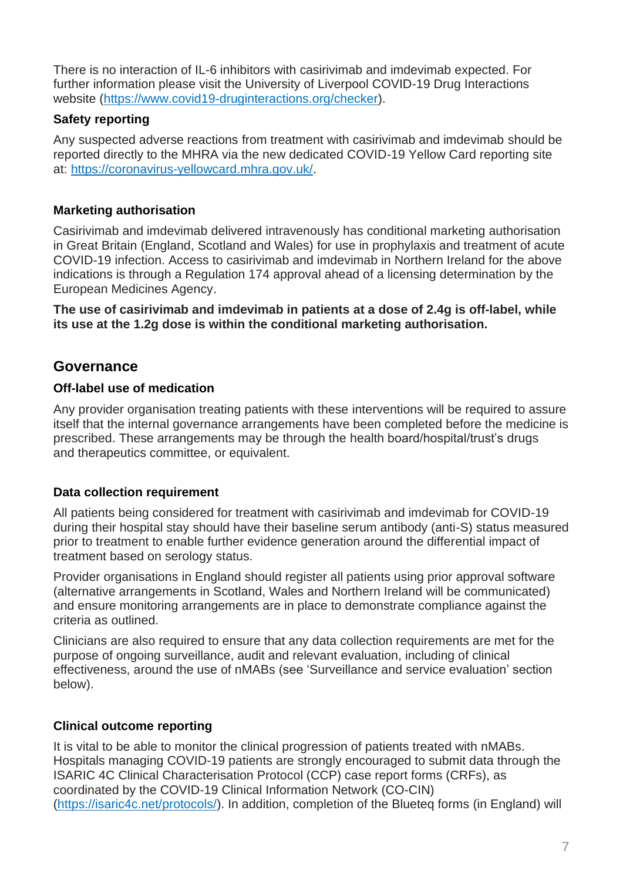There is no interaction of IL-6 inhibitors with casirivimab and imdevimab expected. For further information please visit the University of Liverpool COVID-19 Drug Interactions website (https://www.covid19-druginteractions.org/checker).

### Safety reporting

Any suspected adverse reactions from treatment with casirivimab and imdevimab should be reported directly to the MHRA via the new dedicated COVID-19 Yellow Card reporting site at: https://coronavirus-yellowcard.mhra.gov.uk/.

### Marketing authorisation

Casirivimab and imdevimab delivered intravenously has conditional marketing authorisation in Great Britain (England, Scotland and Wales) for use in prophylaxis and treatment of acute COVID-19 infection. Access to casirivimab and imdevimab in Northern Ireland for the above indications is through a Regulation 174 approval ahead of a licensing determination by the European Medicines Agency.

**The use of casirivimab and imdevimab in patients at a dose of 2.4g is off-label, while its use at the 1.2g dose is within the conditional marketing authorisation.**

## Governance

### Off-label use of medication

Any provider organisation treating patients with these interventions will be required to assure itself that the internal governance arrangements have been completed before the medicine is prescribed. These arrangements may be through the health board/hospital/trust's drugs and therapeutics committee, or equivalent.

### Data collection requirement

All patients being considered for treatment with casirivimab and imdevimab for COVID-19 during their hospital stay should have their baseline serum antibody (anti-S) status measured prior to treatment to enable further evidence generation around the differential impact of treatment based on serology status.

Provider organisations in England should register all patients using prior approval software (alternative arrangements in Scotland, Wales and Northern Ireland will be communicated) and ensure monitoring arrangements are in place to demonstrate compliance against the criteria as outlined.

Clinicians are also required to ensure that any data collection requirements are met for the purpose of ongoing surveillance, audit and relevant evaluation, including of clinical effectiveness, around the use of nMABs (see 'Surveillance and service evaluation' section below).

### Clinical outcome reporting

It is vital to be able to monitor the clinical progression of patients treated with nMABs. Hospitals managing COVID-19 patients are strongly encouraged to submit data through the ISARIC 4C Clinical Characterisation Protocol (CCP) case report forms (CRFs), as coordinated by the COVID-19 Clinical Information Network (CO-CIN) (https://isaric4c.net/protocols/). In addition, completion of the Blueteq forms (in England) will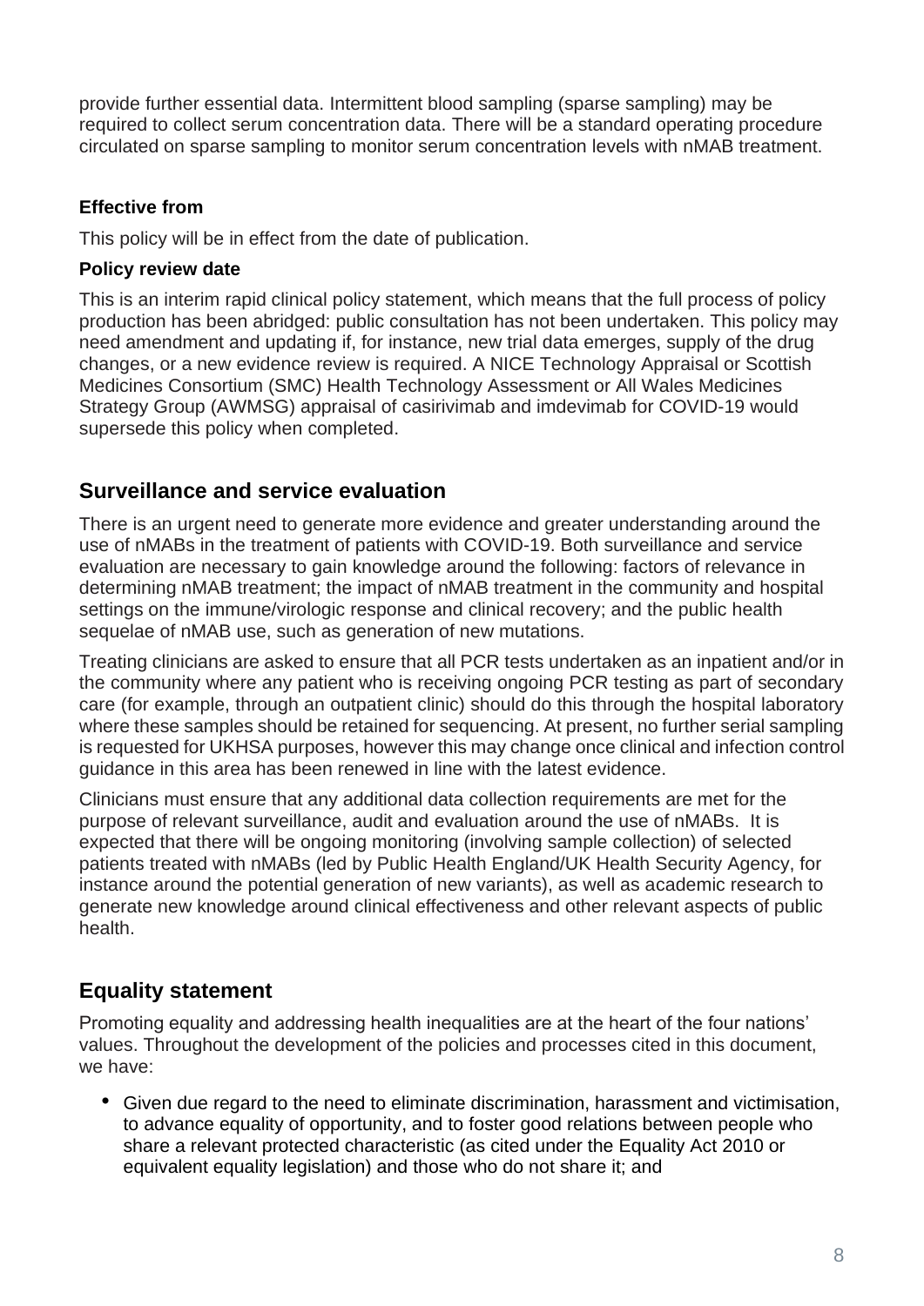provide further essential data. Intermittent blood sampling (sparse sampling) may be required to collect serum concentration data. There will be a standard operating procedure circulated on sparse sampling to monitor serum concentration levels with nMAB treatment.

**Effective from**

This policy will be in effect from the date of publication.

**Policy review date**

This is an interim rapid clinical policy statement, which means that the full process of policy production has been abridged: public consultation has not been undertaken. This policy may need amendment and updating if, for instance, new trial data emerges, supply of the drug changes, or a new evidence review is required. A NICE Technology Appraisal or Scottish Medicines Consortium (SMC) Health Technology Assessment or All Wales Medicines Strategy Group (AWMSG) appraisal of casirivimab and imdevimab for COVID-19 would supersede this policy when completed.

## Surveillance and service evaluation

There is an urgent need to generate more evidence and greater understanding around the use of nMABs in the treatment of patients with COVID-19. Both surveillance and service evaluation are necessary to gain knowledge around the following: factors of relevance in determining nMAB treatment; the impact of nMAB treatment in the community and hospital settings on the immune/virologic response and clinical recovery; and the public health sequelae of nMAB use, such as generation of new mutations.

Treating clinicians are asked to ensure that all PCR tests undertaken as an inpatient and/or in the community where any patient who is receiving ongoing PCR testing as part of secondary care (for example, through an outpatient clinic) should do this through the hospital laboratory where these samples should be retained for sequencing. At present, no further serial sampling is requested for UKHSA purposes, however this may change once clinical and infection control guidance in this area has been renewed in line with the latest evidence.

Clinicians must ensure that any additional data collection requirements are met for the purpose of relevant surveillance, audit and evaluation around the use of nMABs. It is expected that there will be ongoing monitoring (involving sample collection) of selected patients treated with nMABs (led by Public Health England/UK Health Security Agency, for instance around the potential generation of new variants), as well as academic research to generate new knowledge around clinical effectiveness and other relevant aspects of public health.

## Equality statement

Promoting equality and addressing health inequalities are at the heart of the four nations' values. Throughout the development of the policies and processes cited in this document, we have:

- Given due regard to the need to eliminate discrimination, harassment and victimisation, to advance equality of opportunity, and to foster good relations between people who share a relevant protected characteristic (as cited under the Equality Act 2010 or equivalent equality legislation) and those who do not share it; and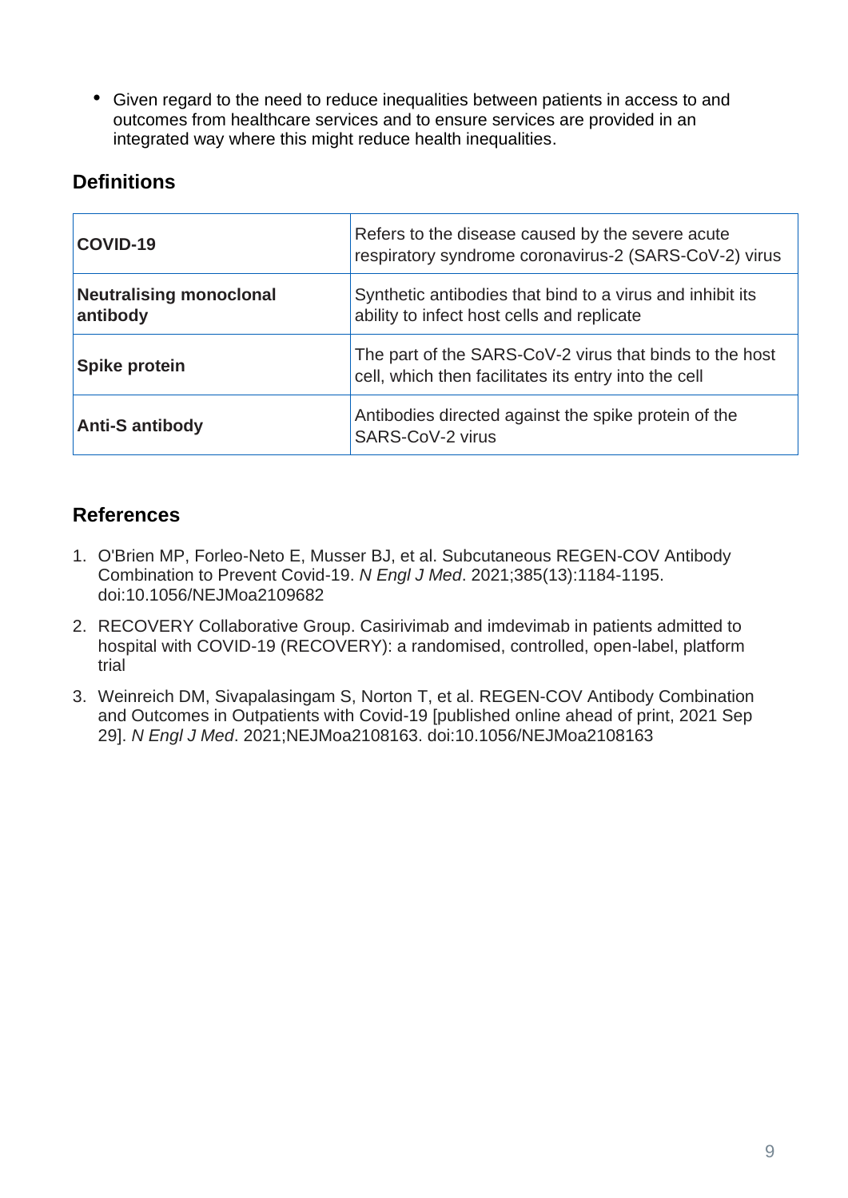- Given regard to the need to reduce inequalities between patients in access to and outcomes from healthcare services and to ensure services are provided in an integrated way where this might reduce health inequalities.

## Definitions

| | |
|---|---|
| **COVID-19** | Refers to the disease caused by the severe acute respiratory syndrome coronavirus-2 (SARS-CoV-2) virus |
| **Neutralising monoclonal antibody** | Synthetic antibodies that bind to a virus and inhibit its ability to infect host cells and replicate |
| **Spike protein** | The part of the SARS-CoV-2 virus that binds to the host cell, which then facilitates its entry into the cell |
| **Anti-S antibody** | Antibodies directed against the spike protein of the SARS-CoV-2 virus |

## References

1. O'Brien MP, Forleo-Neto E, Musser BJ, et al. Subcutaneous REGEN-COV Antibody Combination to Prevent Covid-19. *N Engl J Med*. 2021;385(13):1184-1195. doi:10.1056/NEJMoa2109682
2. RECOVERY Collaborative Group. Casirivimab and imdevimab in patients admitted to hospital with COVID-19 (RECOVERY): a randomised, controlled, open-label, platform trial
3. Weinreich DM, Sivapalasingam S, Norton T, et al. REGEN-COV Antibody Combination and Outcomes in Outpatients with Covid-19 [published online ahead of print, 2021 Sep 29]. *N Engl J Med*. 2021;NEJMoa2108163. doi:10.1056/NEJMoa2108163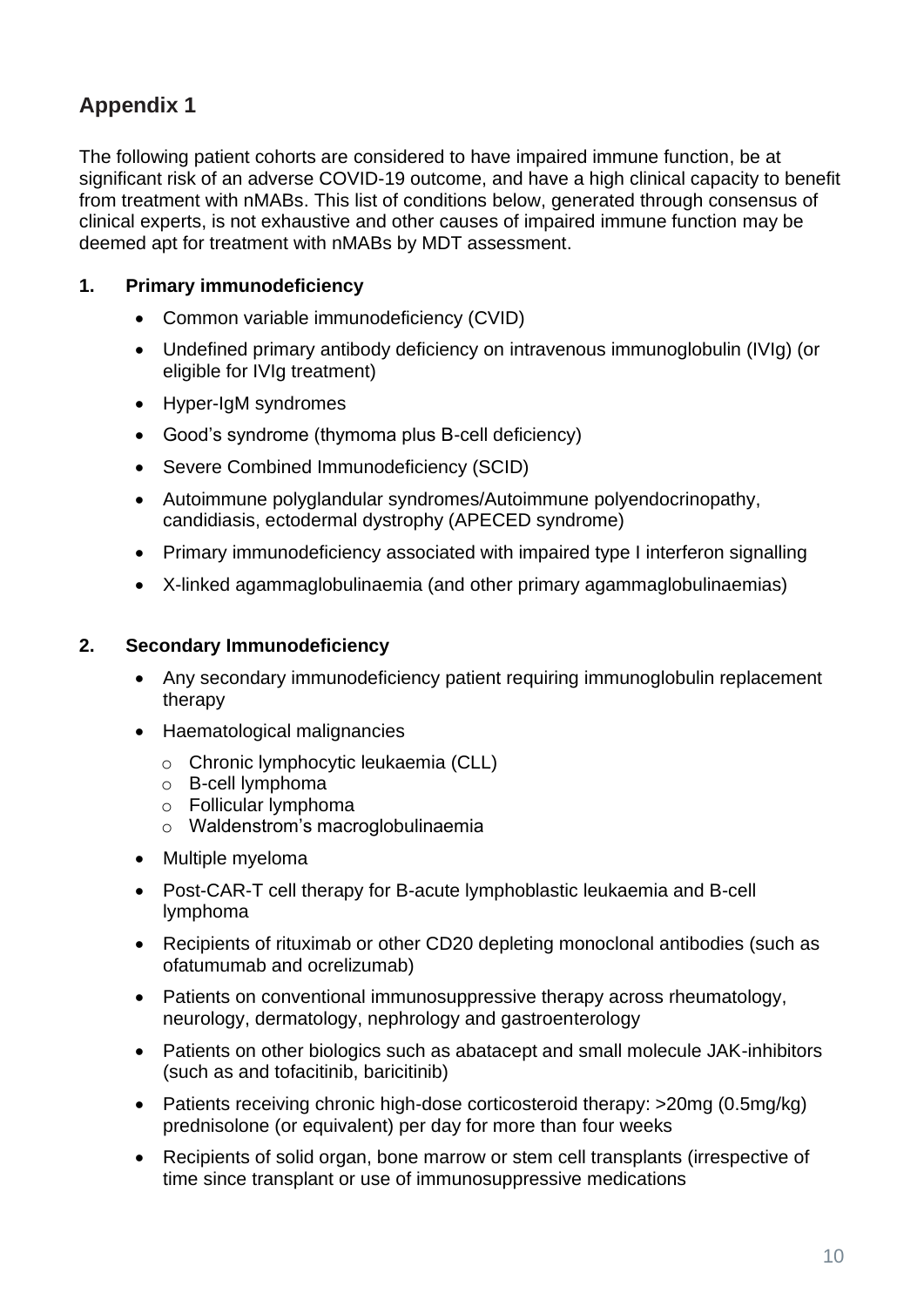## Appendix 1

The following patient cohorts are considered to have impaired immune function, be at significant risk of an adverse COVID-19 outcome, and have a high clinical capacity to benefit from treatment with nMABs. This list of conditions below, generated through consensus of clinical experts, is not exhaustive and other causes of impaired immune function may be deemed apt for treatment with nMABs by MDT assessment.

### 1. Primary immunodeficiency

- Common variable immunodeficiency (CVID)
- Undefined primary antibody deficiency on intravenous immunoglobulin (IVIg) (or eligible for IVIg treatment)
- Hyper-IgM syndromes
- Good's syndrome (thymoma plus B-cell deficiency)
- Severe Combined Immunodeficiency (SCID)
- Autoimmune polyglandular syndromes/Autoimmune polyendocrinopathy, candidiasis, ectodermal dystrophy (APECED syndrome)
- Primary immunodeficiency associated with impaired type I interferon signalling
- X-linked agammaglobulinaemia (and other primary agammaglobulinaemias)

### 2. Secondary Immunodeficiency

- Any secondary immunodeficiency patient requiring immunoglobulin replacement therapy
- Haematological malignancies
  - Chronic lymphocytic leukaemia (CLL)
  - B-cell lymphoma
  - Follicular lymphoma
  - Waldenstrom's macroglobulinaemia
- Multiple myeloma
- Post-CAR-T cell therapy for B-acute lymphoblastic leukaemia and B-cell lymphoma
- Recipients of rituximab or other CD20 depleting monoclonal antibodies (such as ofatumumab and ocrelizumab)
- Patients on conventional immunosuppressive therapy across rheumatology, neurology, dermatology, nephrology and gastroenterology
- Patients on other biologics such as abatacept and small molecule JAK-inhibitors (such as and tofacitinib, baricitinib)
- Patients receiving chronic high-dose corticosteroid therapy: >20mg (0.5mg/kg) prednisolone (or equivalent) per day for more than four weeks
- Recipients of solid organ, bone marrow or stem cell transplants (irrespective of time since transplant or use of immunosuppressive medications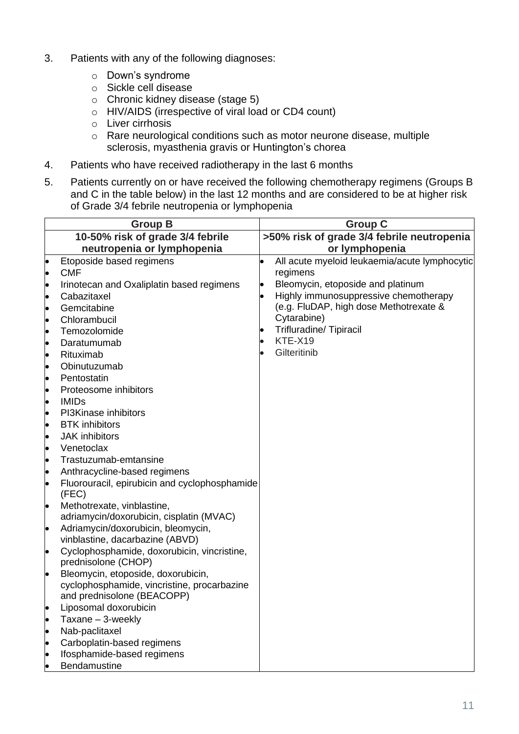3. Patients with any of the following diagnoses:
    - Down's syndrome
    - Sickle cell disease
    - Chronic kidney disease (stage 5)
    - HIV/AIDS (irrespective of viral load or CD4 count)
    - Liver cirrhosis
    - Rare neurological conditions such as motor neurone disease, multiple sclerosis, myasthenia gravis or Huntington's chorea

4. Patients who have received radiotherapy in the last 6 months

5. Patients currently on or have received the following chemotherapy regimens (Groups B and C in the table below) in the last 12 months and are considered to be at higher risk of Grade 3/4 febrile neutropenia or lymphopenia

| **Group B** | **Group C** |
|---|---|
| **10-50% risk of grade 3/4 febrile neutropenia or lymphopenia** | **>50% risk of grade 3/4 febrile neutropenia or lymphopenia** |
| • Etoposide based regimens<br>• CMF<br>• Irinotecan and Oxaliplatin based regimens<br>• Cabazitaxel<br>• Gemcitabine<br>• Chlorambucil<br>• Temozolomide<br>• Daratumumab<br>• Rituximab<br>• Obinutuzumab<br>• Pentostatin<br>• Proteosome inhibitors<br>• IMIDs<br>• PI3Kinase inhibitors<br>• BTK inhibitors<br>• JAK inhibitors<br>• Venetoclax<br>• Trastuzumab-emtansine<br>• Anthracycline-based regimens<br>• Fluorouracil, epirubicin and cyclophosphamide (FEC)<br>• Methotrexate, vinblastine, adriamycin/doxorubicin, cisplatin (MVAC)<br>• Adriamycin/doxorubicin, bleomycin, vinblastine, dacarbazine (ABVD)<br>• Cyclophosphamide, doxorubicin, vincristine, prednisolone (CHOP)<br>• Bleomycin, etoposide, doxorubicin, cyclophosphamide, vincristine, procarbazine and prednisolone (BEACOPP)<br>• Liposomal doxorubicin<br>• Taxane – 3-weekly<br>• Nab-paclitaxel<br>• Carboplatin-based regimens<br>• Ifosphamide-based regimens<br>• Bendamustine | • All acute myeloid leukaemia/acute lymphocytic regimens<br>• Bleomycin, etoposide and platinum<br>• Highly immunosuppressive chemotherapy (e.g. FluDAP, high dose Methotrexate & Cytarabine)<br>• Trifluradine/ Tipiracil<br>• KTE-X19<br>• Gilteritinib |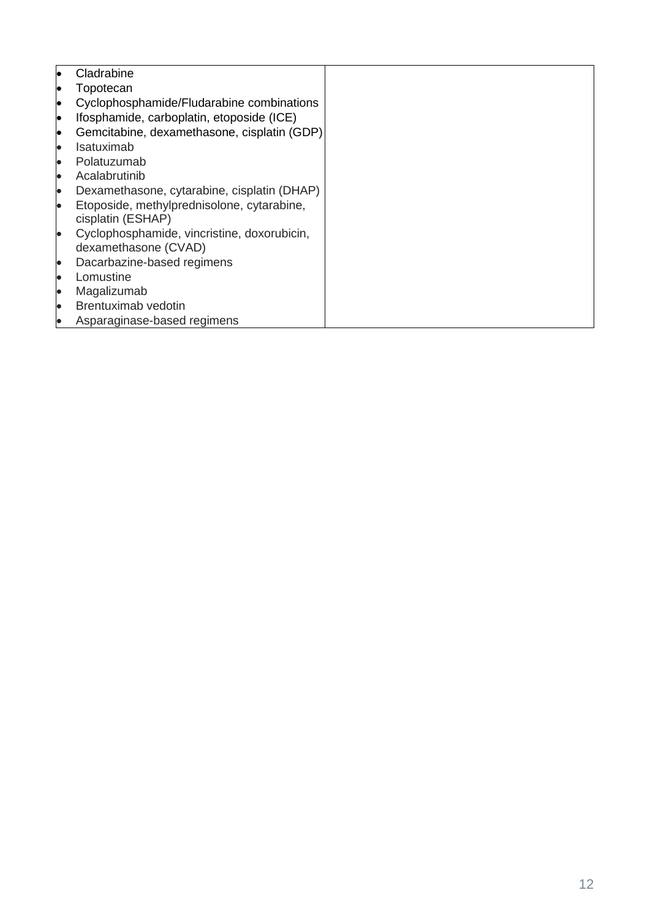| | |
|---|---|
| • Cladrabine<br>• Topotecan<br>• Cyclophosphamide/Fludarabine combinations<br>• Ifosphamide, carboplatin, etoposide (ICE)<br>• Gemcitabine, dexamethasone, cisplatin (GDP)<br>• Isatuximab<br>• Polatuzumab<br>• Acalabrutinib<br>• Dexamethasone, cytarabine, cisplatin (DHAP)<br>• Etoposide, methylprednisolone, cytarabine, cisplatin (ESHAP)<br>• Cyclophosphamide, vincristine, doxorubicin, dexamethasone (CVAD)<br>• Dacarbazine-based regimens<br>• Lomustine<br>• Magalizumab<br>• Brentuximab vedotin<br>• Asparaginase-based regimens | |